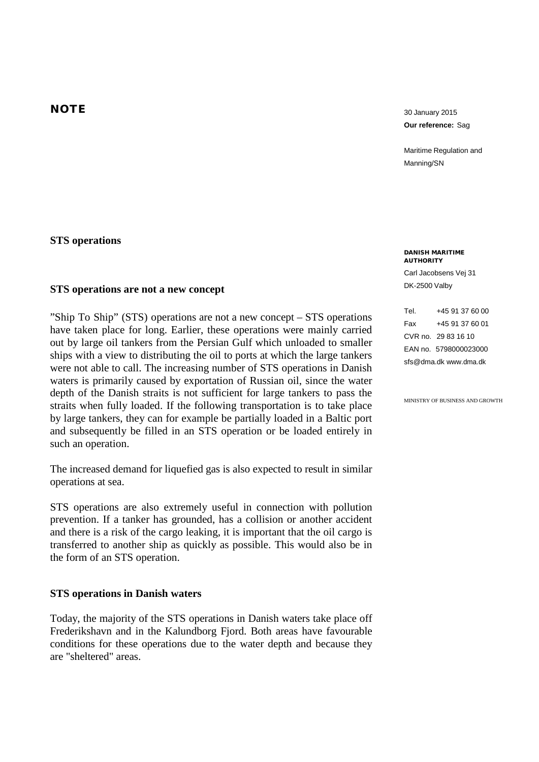# NOTE

30 January 2015
**Our reference:** Sag

Maritime Regulation and Manning/SN

**DANISH MARITIME AUTHORITY**
Carl Jacobsens Vej 31
DK-2500 Valby

Tel. +45 91 37 60 00
Fax +45 91 37 60 01
CVR no. 29 83 16 10
EAN no. 5798000023000
sfs@dma.dk www.dma.dk

MINISTRY OF BUSINESS AND GROWTH

## STS operations

### STS operations are not a new concept

”Ship To Ship” (STS) operations are not a new concept – STS operations have taken place for long. Earlier, these operations were mainly carried out by large oil tankers from the Persian Gulf which unloaded to smaller ships with a view to distributing the oil to ports at which the large tankers were not able to call. The increasing number of STS operations in Danish waters is primarily caused by exportation of Russian oil, since the water depth of the Danish straits is not sufficient for large tankers to pass the straits when fully loaded. If the following transportation is to take place by large tankers, they can for example be partially loaded in a Baltic port and subsequently be filled in an STS operation or be loaded entirely in such an operation.

The increased demand for liquefied gas is also expected to result in similar operations at sea.

STS operations are also extremely useful in connection with pollution prevention. If a tanker has grounded, has a collision or another accident and there is a risk of the cargo leaking, it is important that the oil cargo is transferred to another ship as quickly as possible. This would also be in the form of an STS operation.

### STS operations in Danish waters

Today, the majority of the STS operations in Danish waters take place off Frederikshavn and in the Kalundborg Fjord. Both areas have favourable conditions for these operations due to the water depth and because they are "sheltered" areas.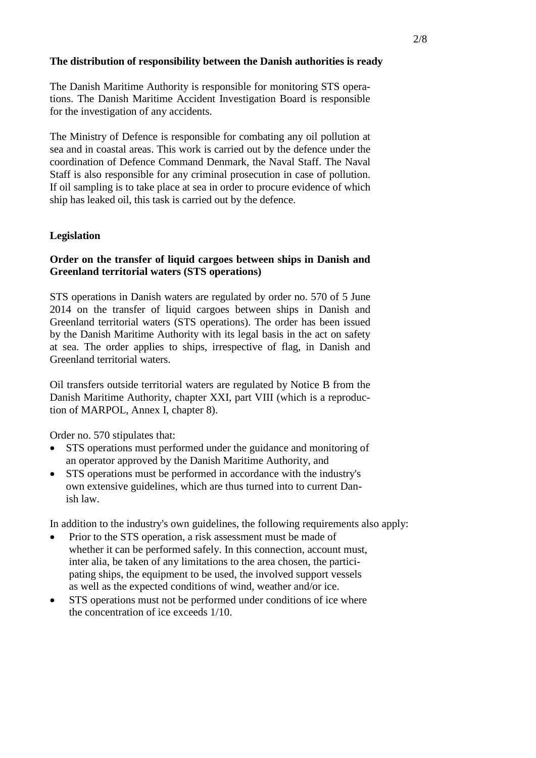**The distribution of responsibility between the Danish authorities is ready**

The Danish Maritime Authority is responsible for monitoring STS operations. The Danish Maritime Accident Investigation Board is responsible for the investigation of any accidents.

The Ministry of Defence is responsible for combating any oil pollution at sea and in coastal areas. This work is carried out by the defence under the coordination of Defence Command Denmark, the Naval Staff. The Naval Staff is also responsible for any criminal prosecution in case of pollution. If oil sampling is to take place at sea in order to procure evidence of which ship has leaked oil, this task is carried out by the defence.

## Legislation

### Order on the transfer of liquid cargoes between ships in Danish and Greenland territorial waters (STS operations)

STS operations in Danish waters are regulated by order no. 570 of 5 June 2014 on the transfer of liquid cargoes between ships in Danish and Greenland territorial waters (STS operations). The order has been issued by the Danish Maritime Authority with its legal basis in the act on safety at sea. The order applies to ships, irrespective of flag, in Danish and Greenland territorial waters.

Oil transfers outside territorial waters are regulated by Notice B from the Danish Maritime Authority, chapter XXI, part VIII (which is a reproduction of MARPOL, Annex I, chapter 8).

Order no. 570 stipulates that:

- STS operations must performed under the guidance and monitoring of an operator approved by the Danish Maritime Authority, and
- STS operations must be performed in accordance with the industry's own extensive guidelines, which are thus turned into to current Danish law.

In addition to the industry's own guidelines, the following requirements also apply:

- Prior to the STS operation, a risk assessment must be made of whether it can be performed safely. In this connection, account must, inter alia, be taken of any limitations to the area chosen, the participating ships, the equipment to be used, the involved support vessels as well as the expected conditions of wind, weather and/or ice.
- STS operations must not be performed under conditions of ice where the concentration of ice exceeds 1/10.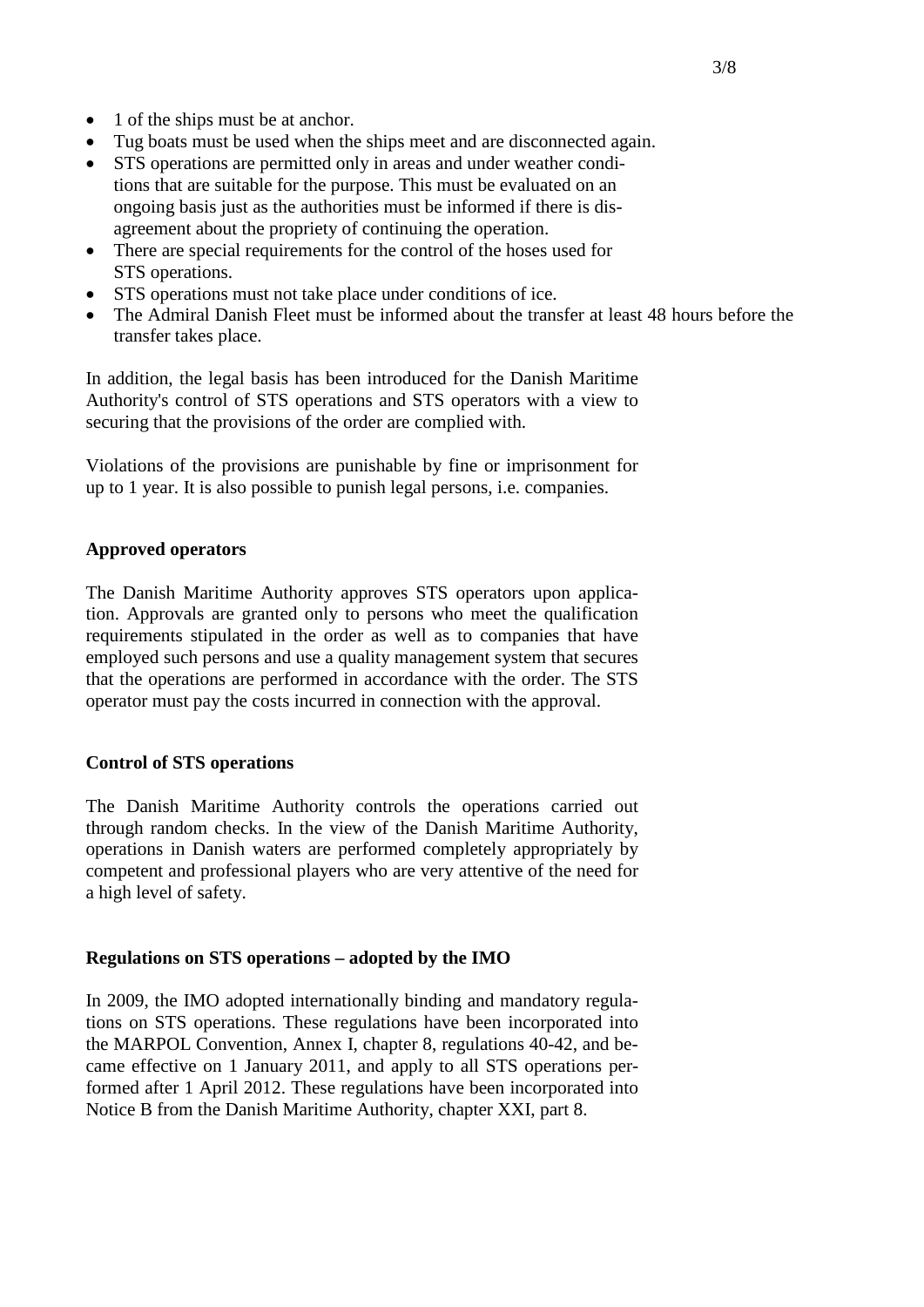- 1 of the ships must be at anchor.
- Tug boats must be used when the ships meet and are disconnected again.
- STS operations are permitted only in areas and under weather conditions that are suitable for the purpose. This must be evaluated on an ongoing basis just as the authorities must be informed if there is disagreement about the propriety of continuing the operation.
- There are special requirements for the control of the hoses used for STS operations.
- STS operations must not take place under conditions of ice.
- The Admiral Danish Fleet must be informed about the transfer at least 48 hours before the transfer takes place.

In addition, the legal basis has been introduced for the Danish Maritime Authority's control of STS operations and STS operators with a view to securing that the provisions of the order are complied with.

Violations of the provisions are punishable by fine or imprisonment for up to 1 year. It is also possible to punish legal persons, i.e. companies.

**Approved operators**

The Danish Maritime Authority approves STS operators upon application. Approvals are granted only to persons who meet the qualification requirements stipulated in the order as well as to companies that have employed such persons and use a quality management system that secures that the operations are performed in accordance with the order. The STS operator must pay the costs incurred in connection with the approval.

**Control of STS operations**

The Danish Maritime Authority controls the operations carried out through random checks. In the view of the Danish Maritime Authority, operations in Danish waters are performed completely appropriately by competent and professional players who are very attentive of the need for a high level of safety.

**Regulations on STS operations – adopted by the IMO**

In 2009, the IMO adopted internationally binding and mandatory regulations on STS operations. These regulations have been incorporated into the MARPOL Convention, Annex I, chapter 8, regulations 40-42, and became effective on 1 January 2011, and apply to all STS operations performed after 1 April 2012. These regulations have been incorporated into Notice B from the Danish Maritime Authority, chapter XXI, part 8.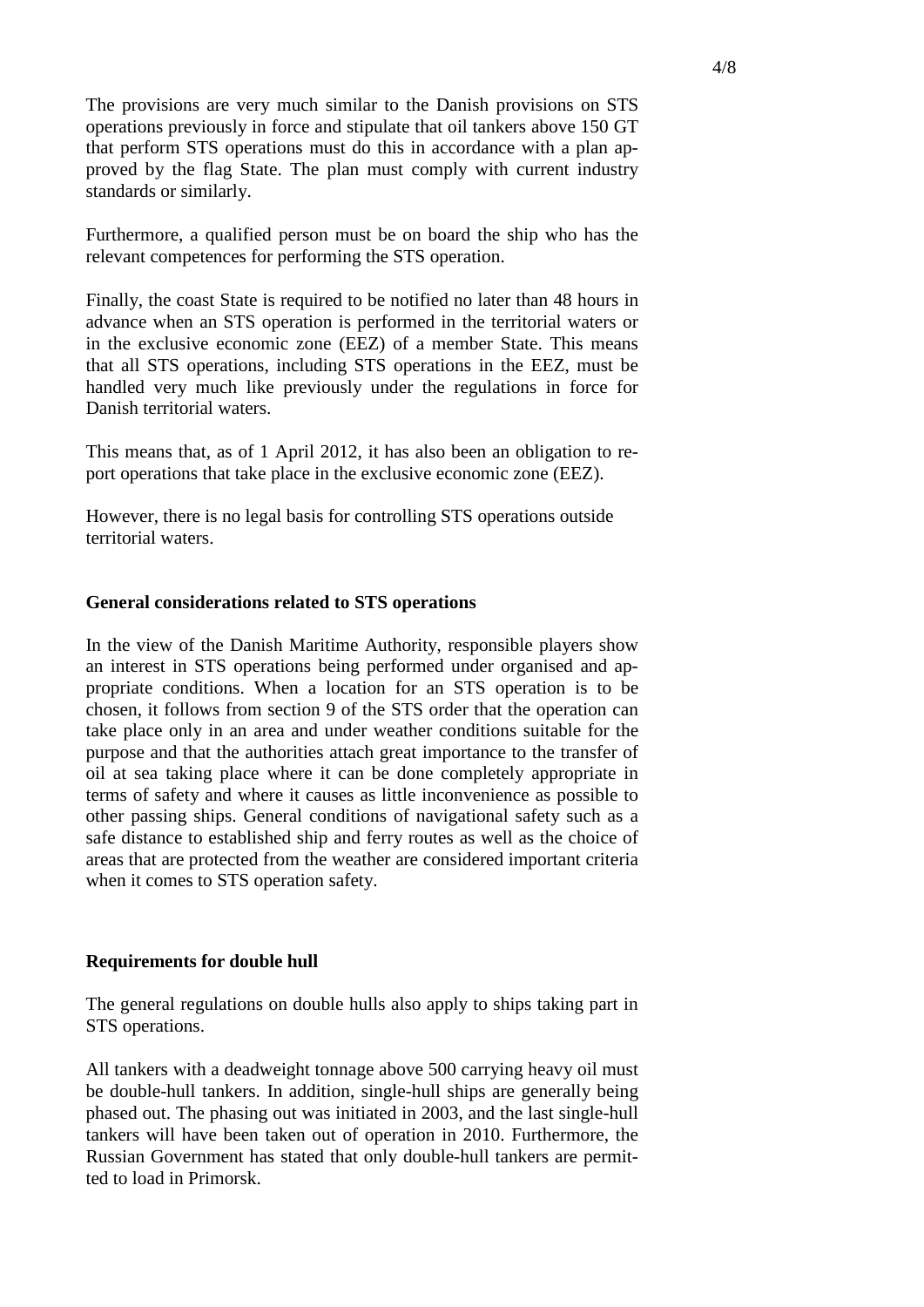The provisions are very much similar to the Danish provisions on STS operations previously in force and stipulate that oil tankers above 150 GT that perform STS operations must do this in accordance with a plan approved by the flag State. The plan must comply with current industry standards or similarly.

Furthermore, a qualified person must be on board the ship who has the relevant competences for performing the STS operation.

Finally, the coast State is required to be notified no later than 48 hours in advance when an STS operation is performed in the territorial waters or in the exclusive economic zone (EEZ) of a member State. This means that all STS operations, including STS operations in the EEZ, must be handled very much like previously under the regulations in force for Danish territorial waters.

This means that, as of 1 April 2012, it has also been an obligation to report operations that take place in the exclusive economic zone (EEZ).

However, there is no legal basis for controlling STS operations outside territorial waters.

**General considerations related to STS operations**

In the view of the Danish Maritime Authority, responsible players show an interest in STS operations being performed under organised and appropriate conditions. When a location for an STS operation is to be chosen, it follows from section 9 of the STS order that the operation can take place only in an area and under weather conditions suitable for the purpose and that the authorities attach great importance to the transfer of oil at sea taking place where it can be done completely appropriate in terms of safety and where it causes as little inconvenience as possible to other passing ships. General conditions of navigational safety such as a safe distance to established ship and ferry routes as well as the choice of areas that are protected from the weather are considered important criteria when it comes to STS operation safety.

**Requirements for double hull**

The general regulations on double hulls also apply to ships taking part in STS operations.

All tankers with a deadweight tonnage above 500 carrying heavy oil must be double-hull tankers. In addition, single-hull ships are generally being phased out. The phasing out was initiated in 2003, and the last single-hull tankers will have been taken out of operation in 2010. Furthermore, the Russian Government has stated that only double-hull tankers are permitted to load in Primorsk.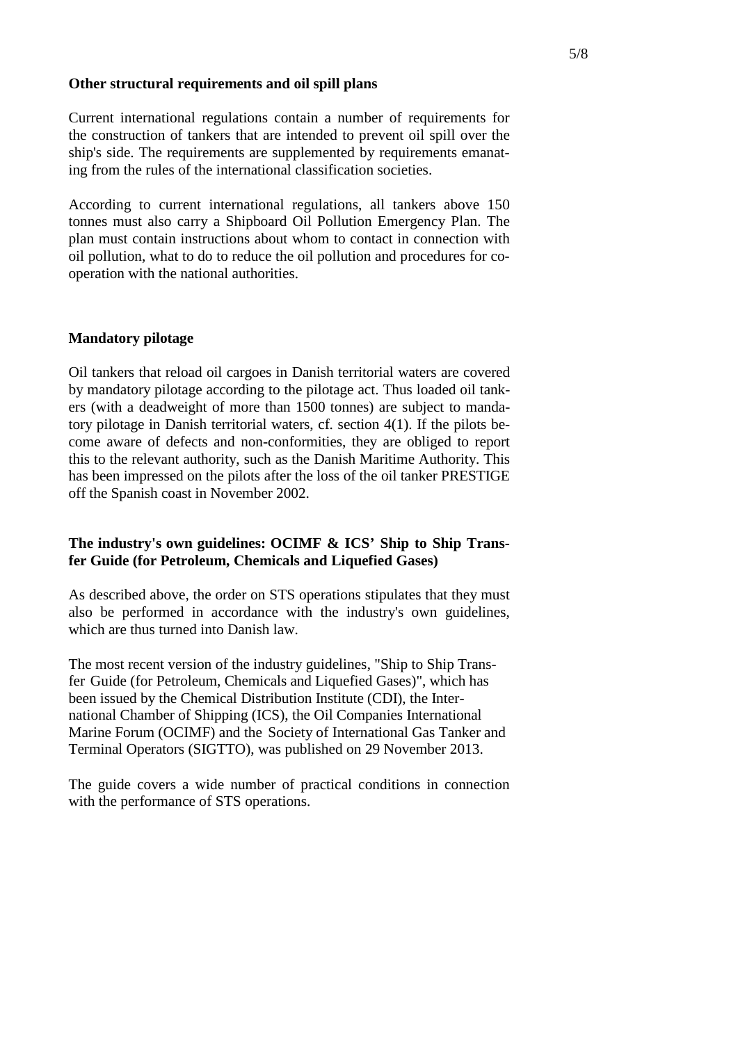## Other structural requirements and oil spill plans

Current international regulations contain a number of requirements for the construction of tankers that are intended to prevent oil spill over the ship's side. The requirements are supplemented by requirements emanating from the rules of the international classification societies.

According to current international regulations, all tankers above 150 tonnes must also carry a Shipboard Oil Pollution Emergency Plan. The plan must contain instructions about whom to contact in connection with oil pollution, what to do to reduce the oil pollution and procedures for co-operation with the national authorities.

## Mandatory pilotage

Oil tankers that reload oil cargoes in Danish territorial waters are covered by mandatory pilotage according to the pilotage act. Thus loaded oil tankers (with a deadweight of more than 1500 tonnes) are subject to mandatory pilotage in Danish territorial waters, cf. section 4(1). If the pilots become aware of defects and non-conformities, they are obliged to report this to the relevant authority, such as the Danish Maritime Authority. This has been impressed on the pilots after the loss of the oil tanker PRESTIGE off the Spanish coast in November 2002.

## The industry's own guidelines: OCIMF & ICS' Ship to Ship Transfer Guide (for Petroleum, Chemicals and Liquefied Gases)

As described above, the order on STS operations stipulates that they must also be performed in accordance with the industry's own guidelines, which are thus turned into Danish law.

The most recent version of the industry guidelines, "Ship to Ship Transfer Guide (for Petroleum, Chemicals and Liquefied Gases)", which has been issued by the Chemical Distribution Institute (CDI), the International Chamber of Shipping (ICS), the Oil Companies International Marine Forum (OCIMF) and the Society of International Gas Tanker and Terminal Operators (SIGTTO), was published on 29 November 2013.

The guide covers a wide number of practical conditions in connection with the performance of STS operations.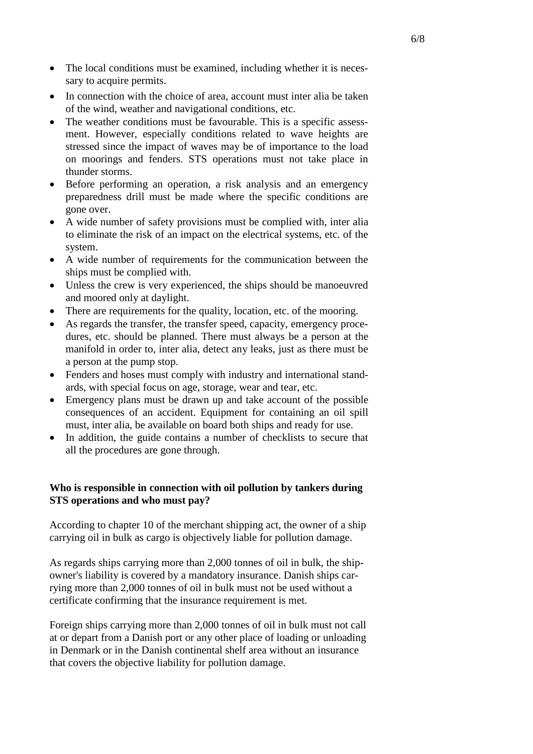- The local conditions must be examined, including whether it is necessary to acquire permits.
- In connection with the choice of area, account must inter alia be taken of the wind, weather and navigational conditions, etc.
- The weather conditions must be favourable. This is a specific assessment. However, especially conditions related to wave heights are stressed since the impact of waves may be of importance to the load on moorings and fenders. STS operations must not take place in thunder storms.
- Before performing an operation, a risk analysis and an emergency preparedness drill must be made where the specific conditions are gone over.
- A wide number of safety provisions must be complied with, inter alia to eliminate the risk of an impact on the electrical systems, etc. of the system.
- A wide number of requirements for the communication between the ships must be complied with.
- Unless the crew is very experienced, the ships should be manoeuvred and moored only at daylight.
- There are requirements for the quality, location, etc. of the mooring.
- As regards the transfer, the transfer speed, capacity, emergency procedures, etc. should be planned. There must always be a person at the manifold in order to, inter alia, detect any leaks, just as there must be a person at the pump stop.
- Fenders and hoses must comply with industry and international standards, with special focus on age, storage, wear and tear, etc.
- Emergency plans must be drawn up and take account of the possible consequences of an accident. Equipment for containing an oil spill must, inter alia, be available on board both ships and ready for use.
- In addition, the guide contains a number of checklists to secure that all the procedures are gone through.

**Who is responsible in connection with oil pollution by tankers during STS operations and who must pay?**

According to chapter 10 of the merchant shipping act, the owner of a ship carrying oil in bulk as cargo is objectively liable for pollution damage.

As regards ships carrying more than 2,000 tonnes of oil in bulk, the shipowner's liability is covered by a mandatory insurance. Danish ships carrying more than 2,000 tonnes of oil in bulk must not be used without a certificate confirming that the insurance requirement is met.

Foreign ships carrying more than 2,000 tonnes of oil in bulk must not call at or depart from a Danish port or any other place of loading or unloading in Denmark or in the Danish continental shelf area without an insurance that covers the objective liability for pollution damage.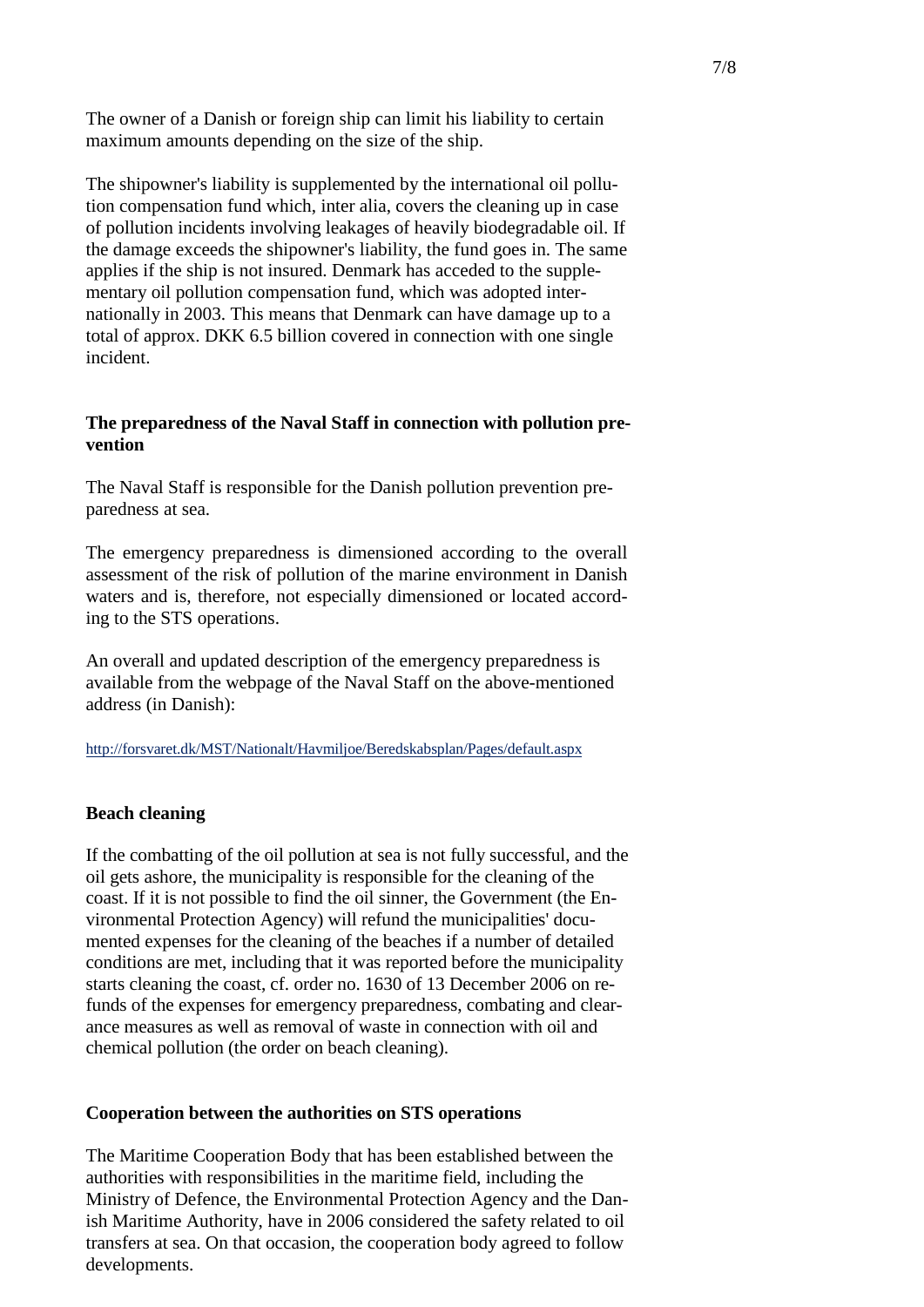The owner of a Danish or foreign ship can limit his liability to certain maximum amounts depending on the size of the ship.

The shipowner's liability is supplemented by the international oil pollution compensation fund which, inter alia, covers the cleaning up in case of pollution incidents involving leakages of heavily biodegradable oil. If the damage exceeds the shipowner's liability, the fund goes in. The same applies if the ship is not insured. Denmark has acceded to the supplementary oil pollution compensation fund, which was adopted internationally in 2003. This means that Denmark can have damage up to a total of approx. DKK 6.5 billion covered in connection with one single incident.

## The preparedness of the Naval Staff in connection with pollution prevention

The Naval Staff is responsible for the Danish pollution prevention preparedness at sea.

The emergency preparedness is dimensioned according to the overall assessment of the risk of pollution of the marine environment in Danish waters and is, therefore, not especially dimensioned or located according to the STS operations.

An overall and updated description of the emergency preparedness is available from the webpage of the Naval Staff on the above-mentioned address (in Danish):

http://forsvaret.dk/MST/Nationalt/Havmiljoe/Beredskabsplan/Pages/default.aspx

## Beach cleaning

If the combatting of the oil pollution at sea is not fully successful, and the oil gets ashore, the municipality is responsible for the cleaning of the coast. If it is not possible to find the oil sinner, the Government (the Environmental Protection Agency) will refund the municipalities' documented expenses for the cleaning of the beaches if a number of detailed conditions are met, including that it was reported before the municipality starts cleaning the coast, cf. order no. 1630 of 13 December 2006 on refunds of the expenses for emergency preparedness, combating and clearance measures as well as removal of waste in connection with oil and chemical pollution (the order on beach cleaning).

## Cooperation between the authorities on STS operations

The Maritime Cooperation Body that has been established between the authorities with responsibilities in the maritime field, including the Ministry of Defence, the Environmental Protection Agency and the Danish Maritime Authority, have in 2006 considered the safety related to oil transfers at sea. On that occasion, the cooperation body agreed to follow developments.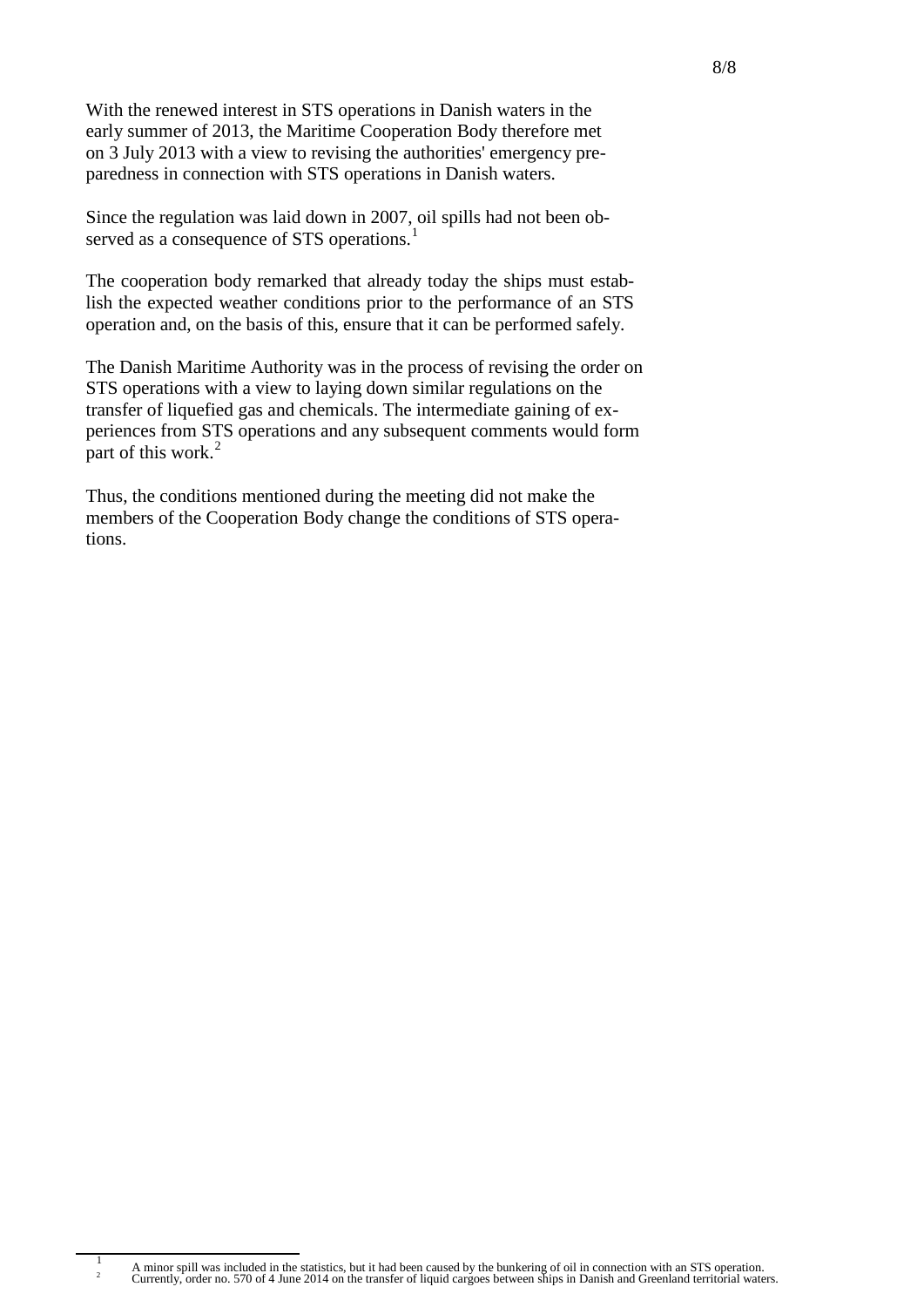With the renewed interest in STS operations in Danish waters in the early summer of 2013, the Maritime Cooperation Body therefore met on 3 July 2013 with a view to revising the authorities' emergency preparedness in connection with STS operations in Danish waters.

Since the regulation was laid down in 2007, oil spills had not been observed as a consequence of STS operations.[1]

The cooperation body remarked that already today the ships must establish the expected weather conditions prior to the performance of an STS operation and, on the basis of this, ensure that it can be performed safely.

The Danish Maritime Authority was in the process of revising the order on STS operations with a view to laying down similar regulations on the transfer of liquefied gas and chemicals. The intermediate gaining of experiences from STS operations and any subsequent comments would form part of this work.[2]

Thus, the conditions mentioned during the meeting did not make the members of the Cooperation Body change the conditions of STS operations.

---

[1] A minor spill was included in the statistics, but it had been caused by the bunkering of oil in connection with an STS operation.

[2] Currently, order no. 570 of 4 June 2014 on the transfer of liquid cargoes between ships in Danish and Greenland territorial waters.